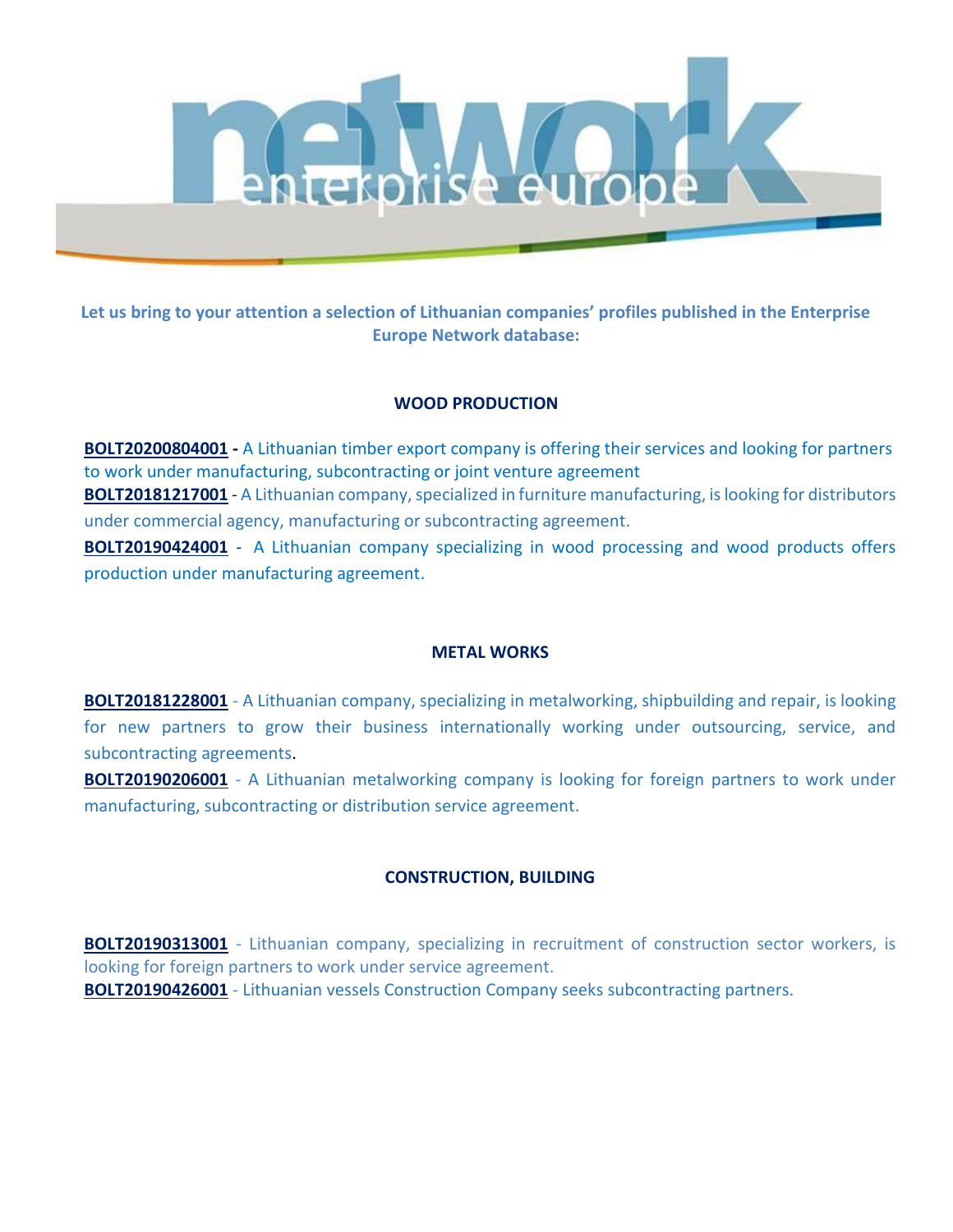Let us bring to your attention a selection of Lithuanian companies' profiles published in the Enterprise Europe Network database:

## WOOD PRODUCTION

**BOLT20200804001** **-** A Lithuanian timber export company is offering their services and looking for partners to work under manufacturing, subcontracting or joint venture agreement

**BOLT20181217001** - A Lithuanian company, specialized in furniture manufacturing, is looking for distributors under commercial agency, manufacturing or subcontracting agreement.

**BOLT20190424001** - A Lithuanian company specializing in wood processing and wood products offers production under manufacturing agreement.

## METAL WORKS

**BOLT20181228001** - A Lithuanian company, specializing in metalworking, shipbuilding and repair, is looking for new partners to grow their business internationally working under outsourcing, service, and subcontracting agreements.

**BOLT20190206001** - A Lithuanian metalworking company is looking for foreign partners to work under manufacturing, subcontracting or distribution service agreement.

## CONSTRUCTION, BUILDING

**BOLT20190313001** - Lithuanian company, specializing in recruitment of construction sector workers, is looking for foreign partners to work under service agreement.

**BOLT20190426001** - Lithuanian vessels Construction Company seeks subcontracting partners.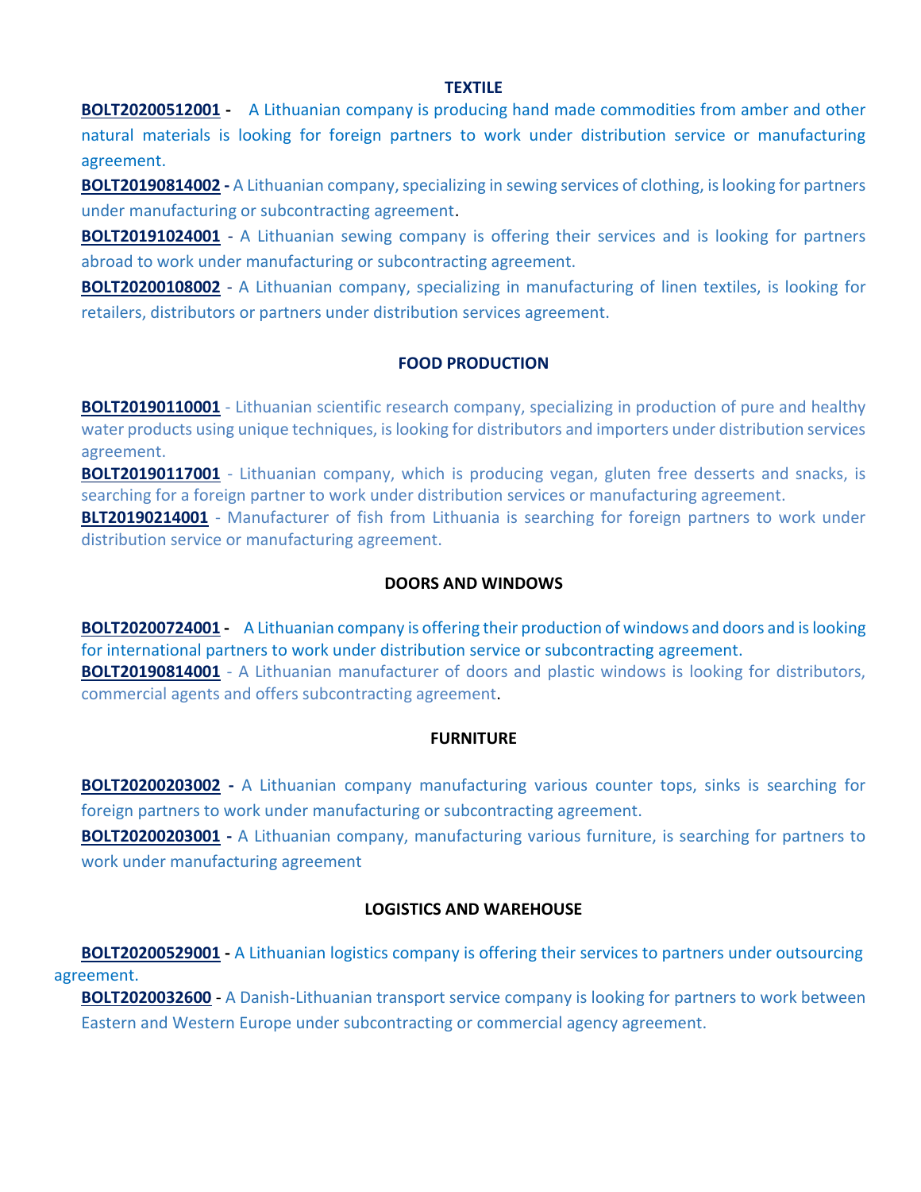## TEXTILE

**BOLT20200512001 -** A Lithuanian company is producing hand made commodities from amber and other natural materials is looking for foreign partners to work under distribution service or manufacturing agreement.

**BOLT20190814002 -** A Lithuanian company, specializing in sewing services of clothing, is looking for partners under manufacturing or subcontracting agreement.

**BOLT20191024001** - A Lithuanian sewing company is offering their services and is looking for partners abroad to work under manufacturing or subcontracting agreement.

**BOLT20200108002** - A Lithuanian company, specializing in manufacturing of linen textiles, is looking for retailers, distributors or partners under distribution services agreement.

## FOOD PRODUCTION

**BOLT20190110001** - Lithuanian scientific research company, specializing in production of pure and healthy water products using unique techniques, is looking for distributors and importers under distribution services agreement.

**BOLT20190117001** - Lithuanian company, which is producing vegan, gluten free desserts and snacks, is searching for a foreign partner to work under distribution services or manufacturing agreement.

**BLT20190214001** - Manufacturer of fish from Lithuania is searching for foreign partners to work under distribution service or manufacturing agreement.

## DOORS AND WINDOWS

**BOLT20200724001 -** A Lithuanian company is offering their production of windows and doors and is looking for international partners to work under distribution service or subcontracting agreement.

**BOLT20190814001** - A Lithuanian manufacturer of doors and plastic windows is looking for distributors, commercial agents and offers subcontracting agreement.

## FURNITURE

**BOLT20200203002 -** A Lithuanian company manufacturing various counter tops, sinks is searching for foreign partners to work under manufacturing or subcontracting agreement.

**BOLT20200203001 -** A Lithuanian company, manufacturing various furniture, is searching for partners to work under manufacturing agreement

## LOGISTICS AND WAREHOUSE

**BOLT20200529001 -** A Lithuanian logistics company is offering their services to partners under outsourcing agreement.

**BOLT2020032600** - A Danish-Lithuanian transport service company is looking for partners to work between Eastern and Western Europe under subcontracting or commercial agency agreement.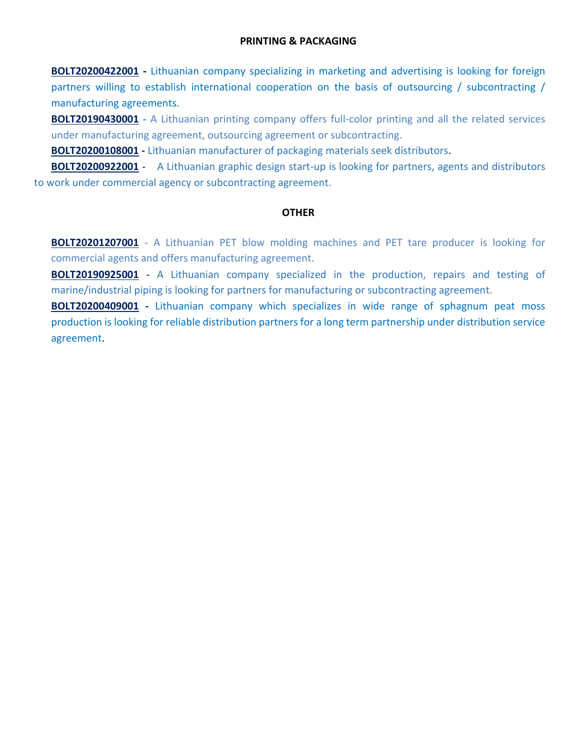## PRINTING & PACKAGING

**BOLT20200422001** - Lithuanian company specializing in marketing and advertising is looking for foreign partners willing to establish international cooperation on the basis of outsourcing / subcontracting / manufacturing agreements.

**BOLT20190430001** - A Lithuanian printing company offers full-color printing and all the related services under manufacturing agreement, outsourcing agreement or subcontracting.

**BOLT20200108001** - Lithuanian manufacturer of packaging materials seek distributors.

**BOLT20200922001** - A Lithuanian graphic design start-up is looking for partners, agents and distributors to work under commercial agency or subcontracting agreement.

## OTHER

**BOLT20201207001** - A Lithuanian PET blow molding machines and PET tare producer is looking for commercial agents and offers manufacturing agreement.

**BOLT20190925001** - A Lithuanian company specialized in the production, repairs and testing of marine/industrial piping is looking for partners for manufacturing or subcontracting agreement.

**BOLT20200409001** - Lithuanian company which specializes in wide range of sphagnum peat moss production is looking for reliable distribution partners for a long term partnership under distribution service agreement.